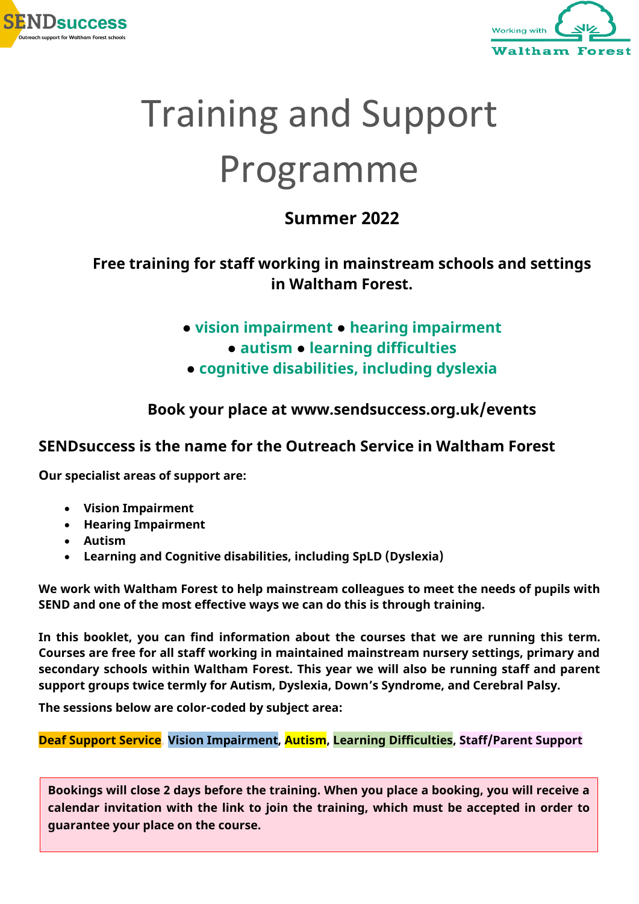SENDsuccess
Outreach support for Waltham Forest schools

Working with Waltham Forest

# Training and Support Programme

**Summer 2022**

**Free training for staff working in mainstream schools and settings in Waltham Forest.**

**● vision impairment ● hearing impairment**
**● autism ● learning difficulties**
**● cognitive disabilities, including dyslexia**

**Book your place at www.sendsuccess.org.uk/events**

## SENDsuccess is the name for the Outreach Service in Waltham Forest

**Our specialist areas of support are:**

- **Vision Impairment**
- **Hearing Impairment**
- **Autism**
- **Learning and Cognitive disabilities, including SpLD (Dyslexia)**

**We work with Waltham Forest to help mainstream colleagues to meet the needs of pupils with SEND and one of the most effective ways we can do this is through training.**

**In this booklet, you can find information about the courses that we are running this term. Courses are free for all staff working in maintained mainstream nursery settings, primary and secondary schools within Waltham Forest. This year we will also be running staff and parent support groups twice termly for Autism, Dyslexia, Down's Syndrome, and Cerebral Palsy.**

**The sessions below are color-coded by subject area:**

**Deaf Support Service**, **Vision Impairment**, **Autism**, **Learning Difficulties**, **Staff/Parent Support**

**Bookings will close 2 days before the training. When you place a booking, you will receive a calendar invitation with the link to join the training, which must be accepted in order to guarantee your place on the course.**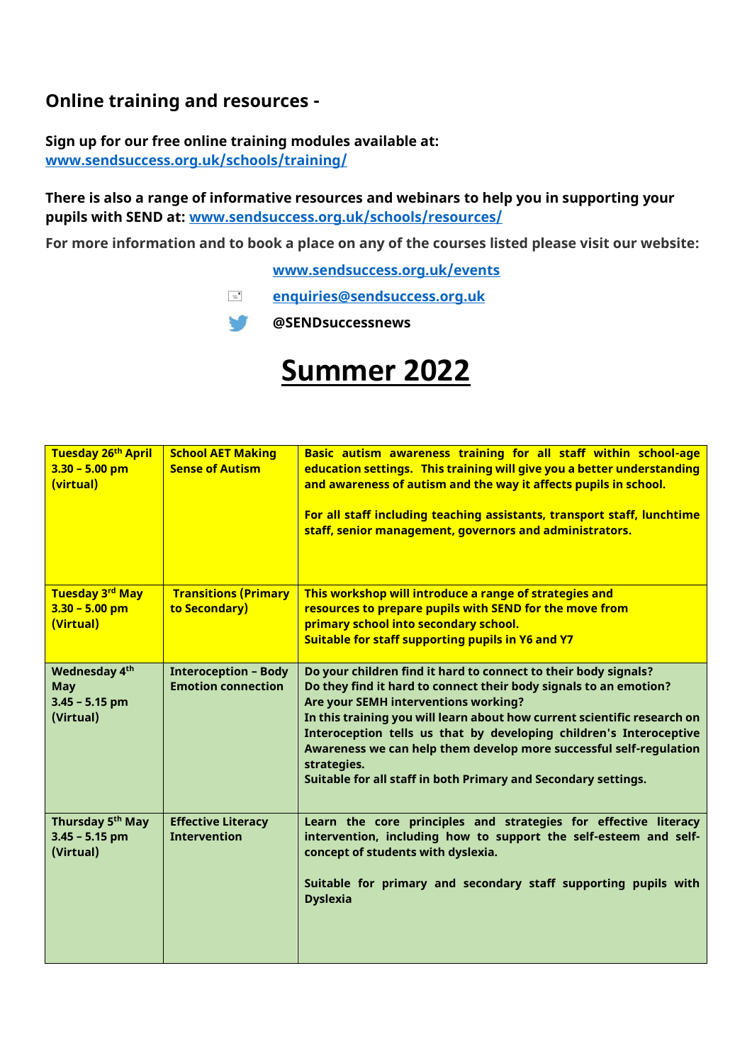## Online training and resources -

**Sign up for our free online training modules available at:** [www.sendsuccess.org.uk/schools/training/](www.sendsuccess.org.uk/schools/training/)

**There is also a range of informative resources and webinars to help you in supporting your pupils with SEND at:** [www.sendsuccess.org.uk/schools/resources/](www.sendsuccess.org.uk/schools/resources/)

**For more information and to book a place on any of the courses listed please visit our website:**

[www.sendsuccess.org.uk/events](www.sendsuccess.org.uk/events)

[enquiries@sendsuccess.org.uk](mailto:enquiries@sendsuccess.org.uk)

**@SENDsuccessnews**

# Summer 2022

| Date | Course | Description |
|---|---|---|
| **Tuesday 26th April 3.30 – 5.00 pm (virtual)** | **School AET Making Sense of Autism** | **Basic autism awareness training for all staff within school-age education settings. This training will give you a better understanding and awareness of autism and the way it affects pupils in school.**<br><br>**For all staff including teaching assistants, transport staff, lunchtime staff, senior management, governors and administrators.** |
| **Tuesday 3rd May 3.30 – 5.00 pm (Virtual)** | **Transitions (Primary to Secondary)** | **This workshop will introduce a range of strategies and resources to prepare pupils with SEND for the move from primary school into secondary school.**<br>**Suitable for staff supporting pupils in Y6 and Y7** |
| **Wednesday 4th May 3.45 – 5.15 pm (Virtual)** | **Interoception – Body Emotion connection** | **Do your children find it hard to connect to their body signals?**<br>**Do they find it hard to connect their body signals to an emotion?**<br>**Are your SEMH interventions working?**<br>**In this training you will learn about how current scientific research on Interoception tells us that by developing children's Interoceptive Awareness we can help them develop more successful self-regulation strategies.**<br>**Suitable for all staff in both Primary and Secondary settings.** |
| **Thursday 5th May 3.45 – 5.15 pm (Virtual)** | **Effective Literacy Intervention** | **Learn the core principles and strategies for effective literacy intervention, including how to support the self-esteem and self-concept of students with dyslexia.**<br><br>**Suitable for primary and secondary staff supporting pupils with Dyslexia** |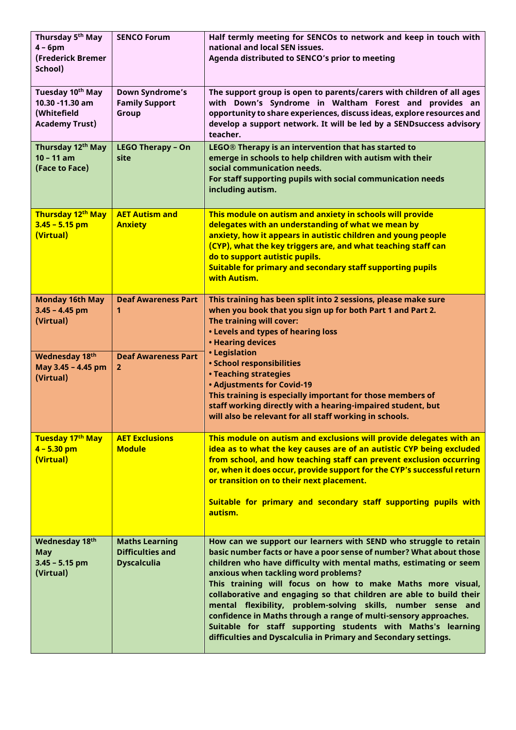| | | |
|---|---|---|
| **Thursday 5th May 4 – 6pm (Frederick Bremer School)** | **SENCO Forum** | **Half termly meeting for SENCOs to network and keep in touch with national and local SEN issues. Agenda distributed to SENCO's prior to meeting** |
| **Tuesday 10th May 10.30 -11.30 am (Whitefield Academy Trust)** | **Down Syndrome's Family Support Group** | **The support group is open to parents/carers with children of all ages with Down's Syndrome in Waltham Forest and provides an opportunity to share experiences, discuss ideas, explore resources and develop a support network. It will be led by a SENDsuccess advisory teacher.** |
| **Thursday 12th May 10 – 11 am (Face to Face)** | **LEGO Therapy – On site** | **LEGO® Therapy is an intervention that has started to emerge in schools to help children with autism with their social communication needs. For staff supporting pupils with social communication needs including autism.** |
| **Thursday 12th May 3.45 – 5.15 pm (Virtual)** | **AET Autism and Anxiety** | **This module on autism and anxiety in schools will provide delegates with an understanding of what we mean by anxiety, how it appears in autistic children and young people (CYP), what the key triggers are, and what teaching staff can do to support autistic pupils. Suitable for primary and secondary staff supporting pupils with Autism.** |
| **Monday 16th May 3.45 – 4.45 pm (Virtual)** | **Deaf Awareness Part 1** | **This training has been split into 2 sessions, please make sure when you book that you sign up for both Part 1 and Part 2. The training will cover: • Levels and types of hearing loss • Hearing devices • Legislation • School responsibilities • Teaching strategies • Adjustments for Covid-19 This training is especially important for those members of staff working directly with a hearing-impaired student, but will also be relevant for all staff working in schools.** |
| **Wednesday 18th May 3.45 – 4.45 pm (Virtual)** | **Deaf Awareness Part 2** | |
| **Tuesday 17th May 4 – 5.30 pm (Virtual)** | **AET Exclusions Module** | **This module on autism and exclusions will provide delegates with an idea as to what the key causes are of an autistic CYP being excluded from school, and how teaching staff can prevent exclusion occurring or, when it does occur, provide support for the CYP's successful return or transition on to their next placement. Suitable for primary and secondary staff supporting pupils with autism.** |
| **Wednesday 18th May 3.45 – 5.15 pm (Virtual)** | **Maths Learning Difficulties and Dyscalculia** | **How can we support our learners with SEND who struggle to retain basic number facts or have a poor sense of number? What about those children who have difficulty with mental maths, estimating or seem anxious when tackling word problems? This training will focus on how to make Maths more visual, collaborative and engaging so that children are able to build their mental flexibility, problem-solving skills, number sense and confidence in Maths through a range of multi-sensory approaches. Suitable for staff supporting students with Maths's learning difficulties and Dyscalculia in Primary and Secondary settings.** |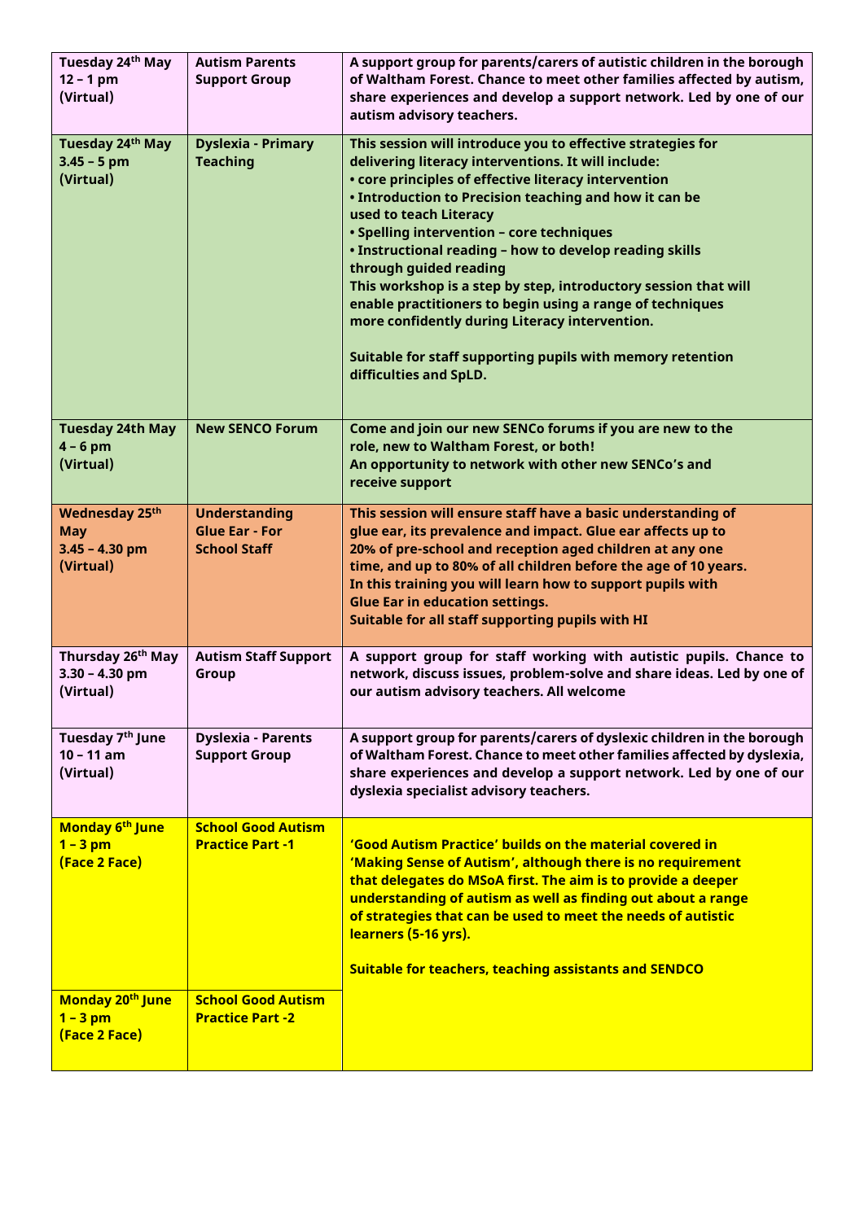| | | |
|---|---|---|
| **Tuesday 24th May 12 – 1 pm (Virtual)** | **Autism Parents Support Group** | **A support group for parents/carers of autistic children in the borough of Waltham Forest. Chance to meet other families affected by autism, share experiences and develop a support network. Led by one of our autism advisory teachers.** |
| **Tuesday 24th May 3.45 – 5 pm (Virtual)** | **Dyslexia - Primary Teaching** | **This session will introduce you to effective strategies for delivering literacy interventions. It will include:**<br>**• core principles of effective literacy intervention**<br>**• Introduction to Precision teaching and how it can be used to teach Literacy**<br>**• Spelling intervention – core techniques**<br>**• Instructional reading – how to develop reading skills through guided reading**<br>**This workshop is a step by step, introductory session that will enable practitioners to begin using a range of techniques more confidently during Literacy intervention.**<br><br>**Suitable for staff supporting pupils with memory retention difficulties and SpLD.** |
| **Tuesday 24th May 4 – 6 pm (Virtual)** | **New SENCO Forum** | **Come and join our new SENCo forums if you are new to the role, new to Waltham Forest, or both!**<br>**An opportunity to network with other new SENCo's and receive support** |
| **Wednesday 25th May 3.45 – 4.30 pm (Virtual)** | **Understanding Glue Ear - For School Staff** | **This session will ensure staff have a basic understanding of glue ear, its prevalence and impact. Glue ear affects up to 20% of pre-school and reception aged children at any one time, and up to 80% of all children before the age of 10 years. In this training you will learn how to support pupils with Glue Ear in education settings.**<br>**Suitable for all staff supporting pupils with HI** |
| **Thursday 26th May 3.30 – 4.30 pm (Virtual)** | **Autism Staff Support Group** | **A support group for staff working with autistic pupils. Chance to network, discuss issues, problem-solve and share ideas. Led by one of our autism advisory teachers. All welcome** |
| **Tuesday 7th June 10 – 11 am (Virtual)** | **Dyslexia - Parents Support Group** | **A support group for parents/carers of dyslexic children in the borough of Waltham Forest. Chance to meet other families affected by dyslexia, share experiences and develop a support network. Led by one of our dyslexia specialist advisory teachers.** |
| **Monday 6th June 1 – 3 pm (Face 2 Face)** | **School Good Autism Practice Part -1** | **'Good Autism Practice' builds on the material covered in 'Making Sense of Autism', although there is no requirement that delegates do MSoA first. The aim is to provide a deeper understanding of autism as well as finding out about a range of strategies that can be used to meet the needs of autistic learners (5-16 yrs).**<br><br>**Suitable for teachers, teaching assistants and SENDCO** |
| **Monday 20th June 1 – 3 pm (Face 2 Face)** | **School Good Autism Practice Part -2** | |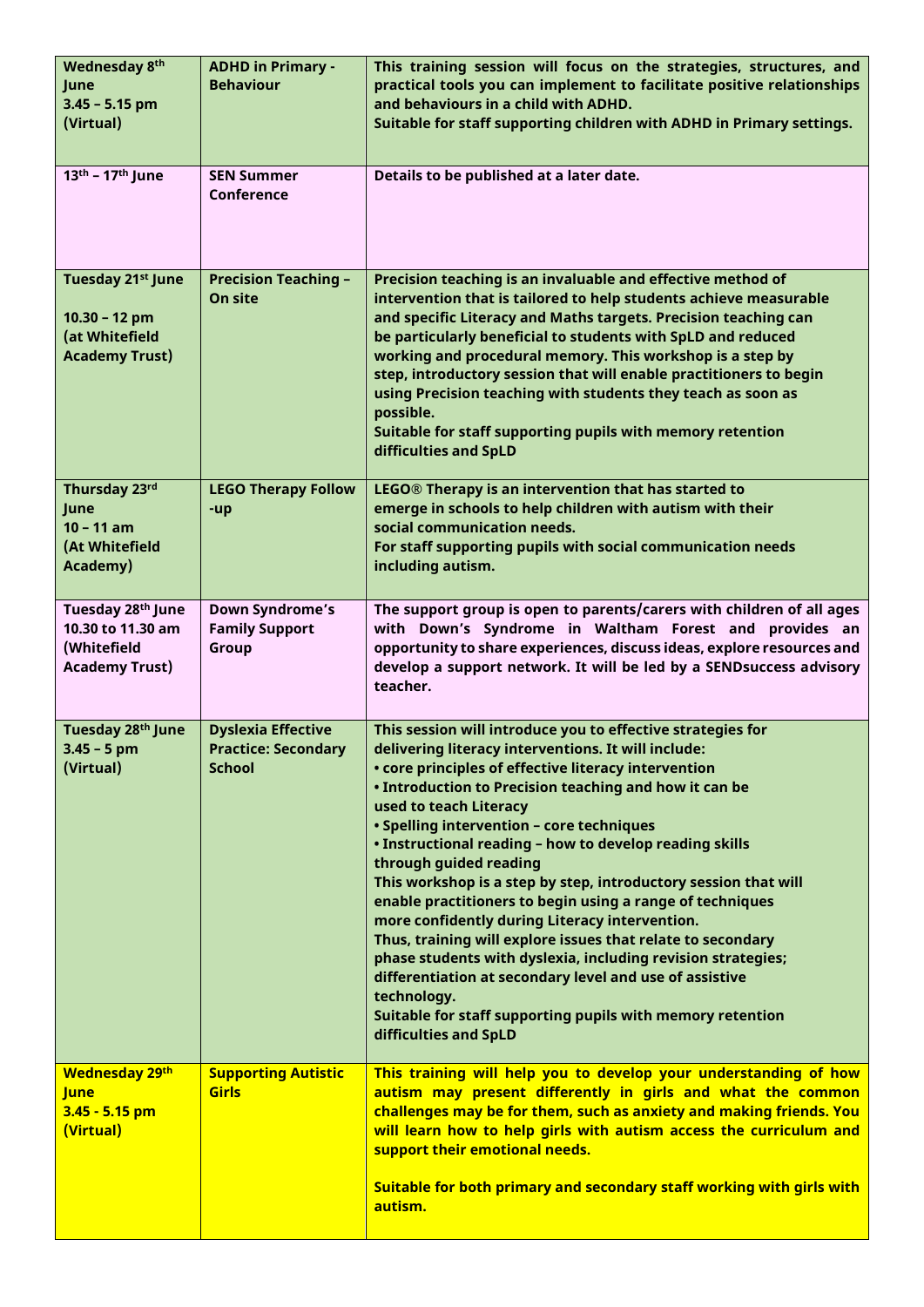| | | |
|---|---|---|
| **Wednesday 8th June 3.45 – 5.15 pm (Virtual)** | **ADHD in Primary - Behaviour** | **This training session will focus on the strategies, structures, and practical tools you can implement to facilitate positive relationships and behaviours in a child with ADHD.**<br>**Suitable for staff supporting children with ADHD in Primary settings.** |
| **13th – 17th June** | **SEN Summer Conference** | **Details to be published at a later date.** |
| **Tuesday 21st June**<br><br>**10.30 – 12 pm (at Whitefield Academy Trust)** | **Precision Teaching – On site** | **Precision teaching is an invaluable and effective method of intervention that is tailored to help students achieve measurable and specific Literacy and Maths targets. Precision teaching can be particularly beneficial to students with SpLD and reduced working and procedural memory. This workshop is a step by step, introductory session that will enable practitioners to begin using Precision teaching with students they teach as soon as possible.**<br>**Suitable for staff supporting pupils with memory retention difficulties and SpLD** |
| **Thursday 23rd June 10 – 11 am (At Whitefield Academy)** | **LEGO Therapy Follow -up** | **LEGO® Therapy is an intervention that has started to emerge in schools to help children with autism with their social communication needs.**<br>**For staff supporting pupils with social communication needs including autism.** |
| **Tuesday 28th June 10.30 to 11.30 am (Whitefield Academy Trust)** | **Down Syndrome's Family Support Group** | **The support group is open to parents/carers with children of all ages with Down's Syndrome in Waltham Forest and provides an opportunity to share experiences, discuss ideas, explore resources and develop a support network. It will be led by a SENDsuccess advisory teacher.** |
| **Tuesday 28th June 3.45 – 5 pm (Virtual)** | **Dyslexia Effective Practice: Secondary School** | **This session will introduce you to effective strategies for delivering literacy interventions. It will include:**<br>**• core principles of effective literacy intervention**<br>**• Introduction to Precision teaching and how it can be used to teach Literacy**<br>**• Spelling intervention – core techniques**<br>**• Instructional reading – how to develop reading skills through guided reading**<br>**This workshop is a step by step, introductory session that will enable practitioners to begin using a range of techniques more confidently during Literacy intervention.**<br>**Thus, training will explore issues that relate to secondary phase students with dyslexia, including revision strategies; differentiation at secondary level and use of assistive technology.**<br>**Suitable for staff supporting pupils with memory retention difficulties and SpLD** |
| **Wednesday 29th June 3.45 - 5.15 pm (Virtual)** | **Supporting Autistic Girls** | **This training will help you to develop your understanding of how autism may present differently in girls and what the common challenges may be for them, such as anxiety and making friends. You will learn how to help girls with autism access the curriculum and support their emotional needs.**<br><br>**Suitable for both primary and secondary staff working with girls with autism.** |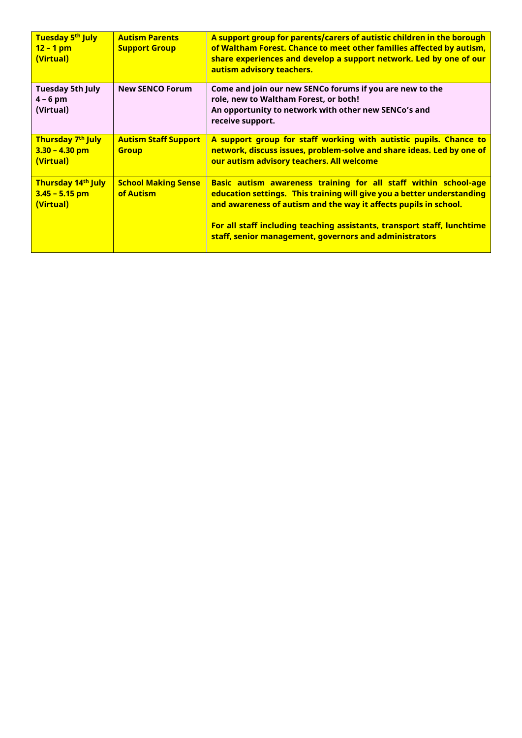| | | |
|---|---|---|
| **Tuesday 5th July 12 – 1 pm (Virtual)** | **Autism Parents Support Group** | **A support group for parents/carers of autistic children in the borough of Waltham Forest. Chance to meet other families affected by autism, share experiences and develop a support network. Led by one of our autism advisory teachers.** |
| **Tuesday 5th July 4 – 6 pm (Virtual)** | **New SENCO Forum** | **Come and join our new SENCo forums if you are new to the role, new to Waltham Forest, or both! An opportunity to network with other new SENCo's and receive support.** |
| **Thursday 7th July 3.30 – 4.30 pm (Virtual)** | **Autism Staff Support Group** | **A support group for staff working with autistic pupils. Chance to network, discuss issues, problem-solve and share ideas. Led by one of our autism advisory teachers. All welcome** |
| **Thursday 14th July 3.45 – 5.15 pm (Virtual)** | **School Making Sense of Autism** | **Basic autism awareness training for all staff within school-age education settings. This training will give you a better understanding and awareness of autism and the way it affects pupils in school.**<br><br>**For all staff including teaching assistants, transport staff, lunchtime staff, senior management, governors and administrators** |